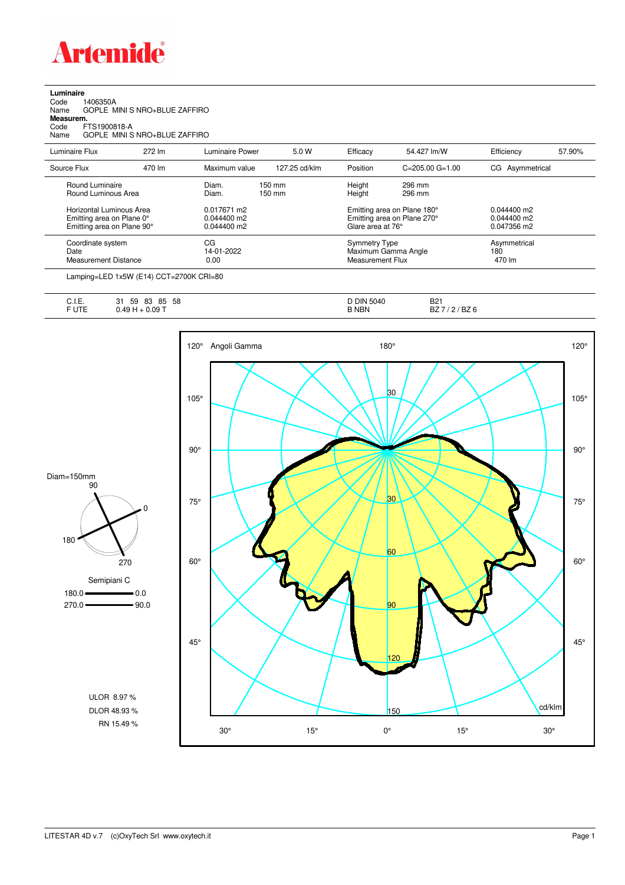# Artemide

**Luminaire**

Code 1406350A

Name GOPLE MINI S NRO+BLUE ZAFFIRO

**Measurem.**

Code FTS1900818-A

Name GOPLE MINI S NRO+BLUE ZAFFIRO

| Luminaire Flux | 272 lm | Luminaire Power | 5.0 W | Efficacy | 54.427 lm/W | Efficiency | 57.90% |
|---|---|---|---|---|---|---|---|
| Source Flux | 470 lm | Maximum value | 127.25 cd/klm | Position | C=205.00 G=1.00 | CG Asymmetrical | |

| | | | |
|---|---|---|---|
| Round Luminaire | Diam. 150 mm | Height 296 mm | |
| Round Luminous Area | Diam. 150 mm | Height 296 mm | |
| Horizontal Luminous Area | 0.017671 m2 | Emitting area on Plane 180° | 0.044400 m2 |
| Emitting area on Plane 0° | 0.044400 m2 | Emitting area on Plane 270° | 0.044400 m2 |
| Emitting area on Plane 90° | 0.044400 m2 | Glare area at 76° | 0.047356 m2 |
| Coordinate system | CG | Symmetry Type | Asymmetrical |
| Date | 14-01-2022 | Maximum Gamma Angle | 180 |
| Measurement Distance | 0.00 | Measurement Flux | 470 lm |

Lamping=LED 1x5W (E14) CCT=2700K CRI=80

| | | | |
|---|---|---|---|
| C.I.E. | 31 59 83 85 58 | D DIN 5040 | B21 |
| F UTE | 0.49 H + 0.09 T | B NBN | BZ 7 / 2 / BZ 6 |

Diam=150mm

Semipiani C

180.0 — 0.0

270.0 — 90.0

ULOR 8.97 %

DLOR 48.93 %

RN 15.49 %

Angoli Gamma

cd/klm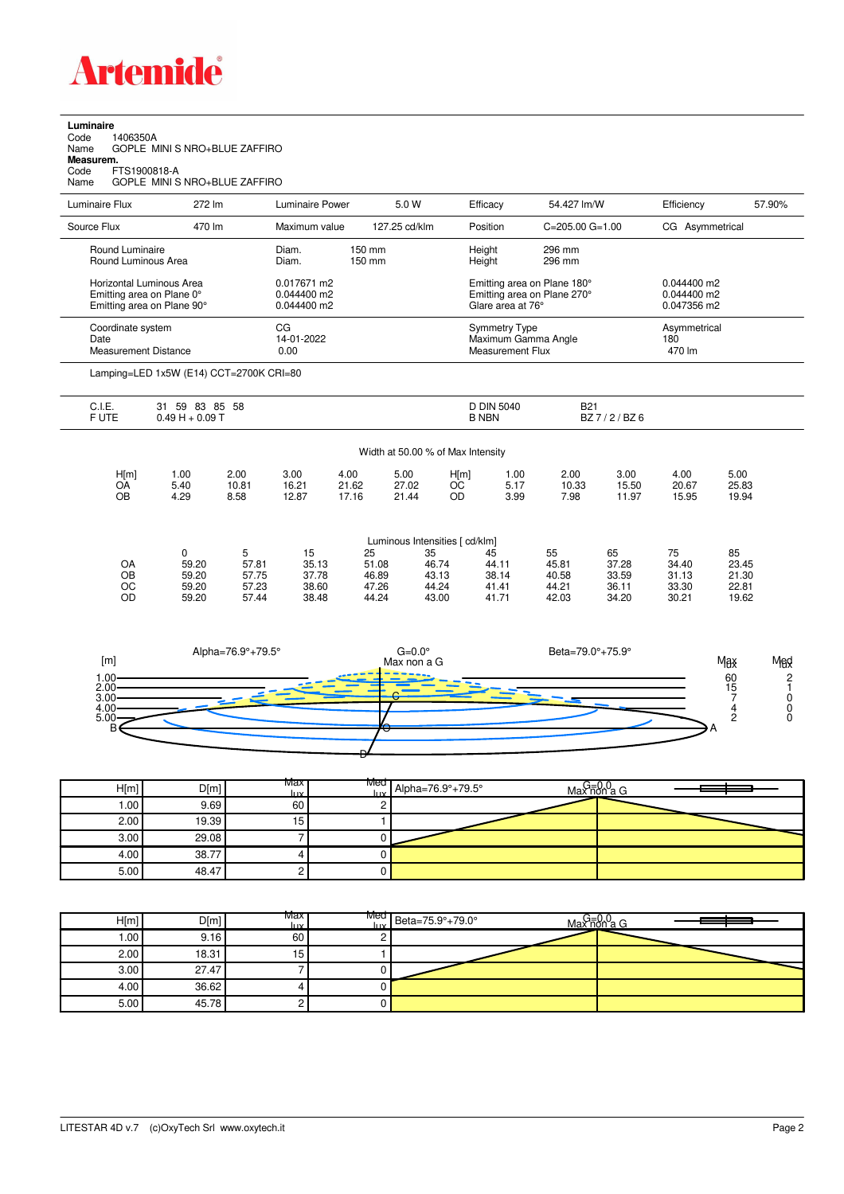# Artemide

**Luminaire**
Code 1406350A
Name GOPLE MINI S NRO+BLUE ZAFFIRO
**Measurem.**
Code FTS1900818-A
Name GOPLE MINI S NRO+BLUE ZAFFIRO

| | | | | | | | |
|---|---|---|---|---|---|---|---|
| Luminaire Flux | 272 lm | Luminaire Power | 5.0 W | Efficacy | 54.427 lm/W | Efficiency | 57.90% |
| Source Flux | 470 lm | Maximum value | 127.25 cd/klm | Position | C=205.00 G=1.00 | CG | Asymmetrical |

| | | | | | |
|---|---|---|---|---|---|
| Round Luminaire | Diam. | 150 mm | Height | 296 mm | |
| Round Luminous Area | Diam. | 150 mm | Height | 296 mm | |
| Horizontal Luminous Area | 0.017671 m2 | | Emitting area on Plane 180° | | 0.044400 m2 |
| Emitting area on Plane 0° | 0.044400 m2 | | Emitting area on Plane 270° | | 0.044400 m2 |
| Emitting area on Plane 90° | 0.044400 m2 | | Glare area at 76° | | 0.047356 m2 |
| Coordinate system | CG | | Symmetry Type | | Asymmetrical |
| Date | 14-01-2022 | | Maximum Gamma Angle | | 180 |
| Measurement Distance | 0.00 | | Measurement Flux | | 470 lm |

Lamping=LED 1x5W (E14) CCT=2700K CRI=80

| | | | |
|---|---|---|---|
| C.I.E. | 31 59 83 85 58 | D DIN 5040 | B21 |
| F UTE | 0.49 H + 0.09 T | B NBN | BZ 7 / 2 / BZ 6 |

Width at 50.00 % of Max Intensity

| H[m] | 1.00 | 2.00 | 3.00 | 4.00 | 5.00 | H[m] | 1.00 | 2.00 | 3.00 | 4.00 | 5.00 |
|---|---|---|---|---|---|---|---|---|---|---|---|
| OA | 5.40 | 10.81 | 16.21 | 21.62 | 27.02 | OC | 5.17 | 10.33 | 15.50 | 20.67 | 25.83 |
| OB | 4.29 | 8.58 | 12.87 | 17.16 | 21.44 | OD | 3.99 | 7.98 | 11.97 | 15.95 | 19.94 |

Luminous Intensities [ cd/klm]

| | 0 | 5 | 15 | 25 | 35 | 45 | 55 | 65 | 75 | 85 |
|---|---|---|---|---|---|---|---|---|---|---|
| OA | 59.20 | 57.81 | 35.13 | 51.08 | 46.74 | 44.11 | 45.81 | 37.28 | 34.40 | 23.45 |
| OB | 59.20 | 57.75 | 37.78 | 46.89 | 43.13 | 38.14 | 40.58 | 33.59 | 31.13 | 21.30 |
| OC | 59.20 | 57.23 | 38.60 | 47.26 | 44.24 | 41.41 | 44.21 | 36.11 | 33.30 | 22.81 |
| OD | 59.20 | 57.44 | 38.48 | 44.24 | 43.00 | 41.71 | 42.03 | 34.20 | 30.21 | 19.62 |

Alpha=76.9°+79.5°
G=0.0°
Max non a G
Beta=79.0°+75.9°
[m]
1.00
2.00
3.00
4.00
5.00
A B C D
Max lux: 60 15 7 4 2
Med lux: 2 1 0 0 0

| H[m] | D[m] | Max lux | Med lux | Alpha=76.9°+79.5° | Max non a G |
|---|---|---|---|---|---|
| 1.00 | 9.69 | 60 | 2 | | |
| 2.00 | 19.39 | 15 | 1 | | |
| 3.00 | 29.08 | 7 | 0 | | |
| 4.00 | 38.77 | 4 | 0 | | |
| 5.00 | 48.47 | 2 | 0 | | |

| H[m] | D[m] | Max lux | Med lux | Beta=75.9°+79.0° | Max non a G |
|---|---|---|---|---|---|
| 1.00 | 9.16 | 60 | 2 | | |
| 2.00 | 18.31 | 15 | 1 | | |
| 3.00 | 27.47 | 7 | 0 | | |
| 4.00 | 36.62 | 4 | 0 | | |
| 5.00 | 45.78 | 2 | 0 | | |

LITESTAR 4D v.7 (c)OxyTech Srl www.oxytech.it